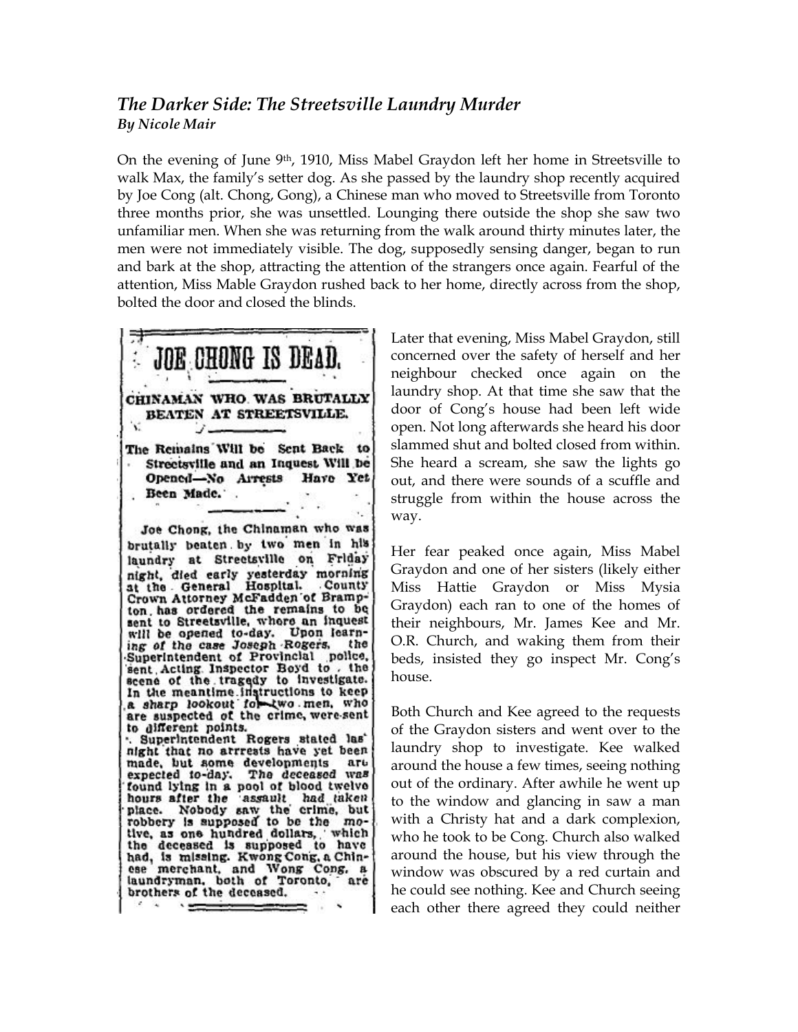## *The Darker Side: The Streetsville Laundry Murder*

***By Nicole Mair***

On the evening of June 9th, 1910, Miss Mabel Graydon left her home in Streetsville to walk Max, the family's setter dog. As she passed by the laundry shop recently acquired by Joe Cong (alt. Chong, Gong), a Chinese man who moved to Streetsville from Toronto three months prior, she was unsettled. Lounging there outside the shop she saw two unfamiliar men. When she was returning from the walk around thirty minutes later, the men were not immediately visible. The dog, supposedly sensing danger, began to run and bark at the shop, attracting the attention of the strangers once again. Fearful of the attention, Miss Mable Graydon rushed back to her home, directly across from the shop, bolted the door and closed the blinds.

**JOE CHONG IS DEAD.**

**CHINAMAN WHO WAS BRUTALLY BEATEN AT STREETSVILLE.**

**The Remains Will be Sent Back to Streetsville and an Inquest Will be Opened—No Arrests Have Yet Been Made.**

Joe Chong, the Chinaman who was brutally beaten by two men in his laundry at Streetsville on Friday night, died early yesterday morning at the General Hospital. County Crown Attorney McFadden of Brampton, has ordered the remains to be sent to Streetsville, where an inquest will be opened to-day. Upon learning of the case Joseph Rogers, the Superintendent of Provincial police, sent Acting Inspector Boyd to the scene of the tragedy to investigate. In the meantime instructions to keep a sharp lookout for two men, who are suspected of the crime, were sent to different points.

Superintendent Rogers stated last night that no arrests have yet been made, but some developments are expected to-day. The deceased was found lying in a pool of blood twelve hours after the assault had taken place. Nobody saw the crime, but robbery is supposed to be the motive, as one hundred dollars, which the deceased is supposed to have had, is missing. Kwong Cong, a Chinese merchant, and Wong Cong, a laundryman, both of Toronto, are brothers of the deceased.

Later that evening, Miss Mabel Graydon, still concerned over the safety of herself and her neighbour checked once again on the laundry shop. At that time she saw that the door of Cong's house had been left wide open. Not long afterwards she heard his door slammed shut and bolted closed from within. She heard a scream, she saw the lights go out, and there were sounds of a scuffle and struggle from within the house across the way.

Her fear peaked once again, Miss Mabel Graydon and one of her sisters (likely either Miss Hattie Graydon or Miss Mysia Graydon) each ran to one of the homes of their neighbours, Mr. James Kee and Mr. O.R. Church, and waking them from their beds, insisted they go inspect Mr. Cong's house.

Both Church and Kee agreed to the requests of the Graydon sisters and went over to the laundry shop to investigate. Kee walked around the house a few times, seeing nothing out of the ordinary. After awhile he went up to the window and glancing in saw a man with a Christy hat and a dark complexion, who he took to be Cong. Church also walked around the house, but his view through the window was obscured by a red curtain and he could see nothing. Kee and Church seeing each other there agreed they could neither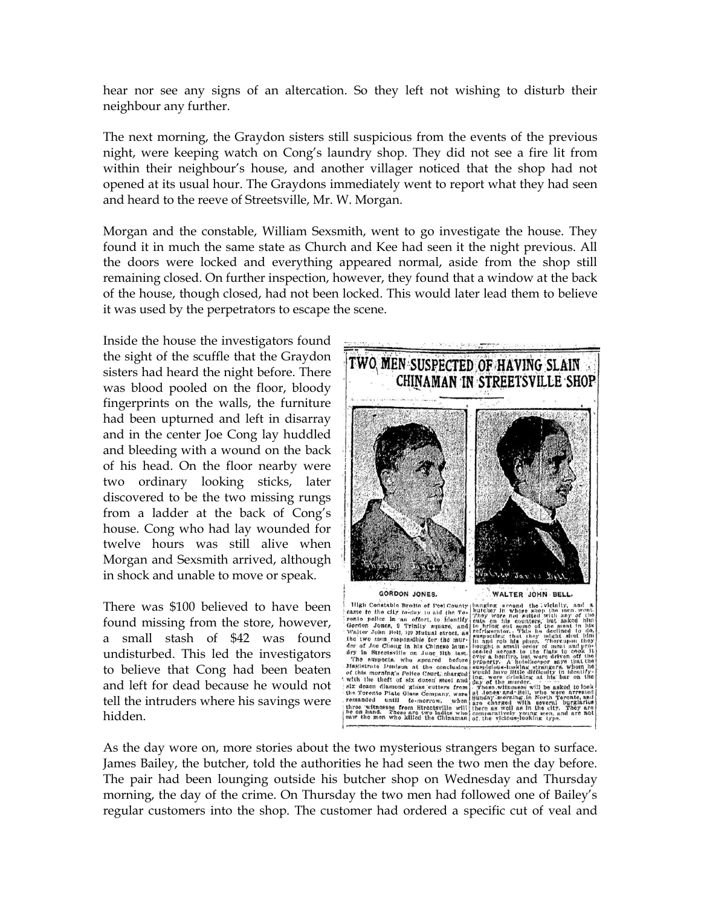hear nor see any signs of an altercation. So they left not wishing to disturb their neighbour any further.

The next morning, the Graydon sisters still suspicious from the events of the previous night, were keeping watch on Cong's laundry shop. They did not see a fire lit from within their neighbour's house, and another villager noticed that the shop had not opened at its usual hour. The Graydons immediately went to report what they had seen and heard to the reeve of Streetsville, Mr. W. Morgan.

Morgan and the constable, William Sexsmith, went to go investigate the house. They found it in much the same state as Church and Kee had seen it the night previous. All the doors were locked and everything appeared normal, aside from the shop still remaining closed. On further inspection, however, they found that a window at the back of the house, though closed, had not been locked. This would later lead them to believe it was used by the perpetrators to escape the scene.

Inside the house the investigators found the sight of the scuffle that the Graydon sisters had heard the night before. There was blood pooled on the floor, bloody fingerprints on the walls, the furniture had been upturned and left in disarray and in the center Joe Cong lay huddled and bleeding with a wound on the back of his head. On the floor nearby were two ordinary looking sticks, later discovered to be the two missing rungs from a ladder at the back of Cong's house. Cong who had lay wounded for twelve hours was still alive when Morgan and Sexsmith arrived, although in shock and unable to move or speak.

There was $100 believed to have been found missing from the store, however, a small stash of $42 was found undisturbed. This led the investigators to believe that Cong had been beaten and left for dead because he would not tell the intruders where his savings were hidden.

**TWO MEN SUSPECTED OF HAVING SLAIN CHINAMAN IN STREETSVILLE SHOP**

GORDON JONES. WALTER JOHN BELL.

High Constable Brodie of Peel County came to the city to-day to aid the Toronto police in an effort to identify Gordon Jones, 9 Trinity square, and Walter John Bell, 120 Mutual street, as the two men responsible for the murder of Joe Chong in his Chinese laundry in Streetsville on June 11th last.

The suspects, who appeared before Magistrate Denison at the conclusion of this morning's Police Court, charged with the theft of six dozen steel and six dozen diamond glass cutters from the Toronto Plate Glass Company, were remanded until to-morrow, when three witnesses from Streetsville will be on hand. These are two ladies who saw the men who killed the Chinaman hanging around the vicinity, and a butcher in whose shop the men went. They were not suited with any of the cuts on his counters, but asked him to bring out some of the meat in his refrigerator. This he declined to do, suspecting that they might shut him in and rob his place. Thereupon they bought a small order of meat and proceeded across to the flats to cook it over a bonfire, but were driven off the property. A hotelkeeper says that the suspicious-looking strangers, whom he would have little difficulty in identifying, were drinking at his bar on the day of the murder.

These witnesses will be asked to look at Jones and Bell, who were arrested Sunday morning in North Toronto, and are charged with several burglaries there as well as in the city. They are comparatively young men, and are not of the vicious-looking type.

As the day wore on, more stories about the two mysterious strangers began to surface. James Bailey, the butcher, told the authorities he had seen the two men the day before. The pair had been lounging outside his butcher shop on Wednesday and Thursday morning, the day of the crime. On Thursday the two men had followed one of Bailey's regular customers into the shop. The customer had ordered a specific cut of veal and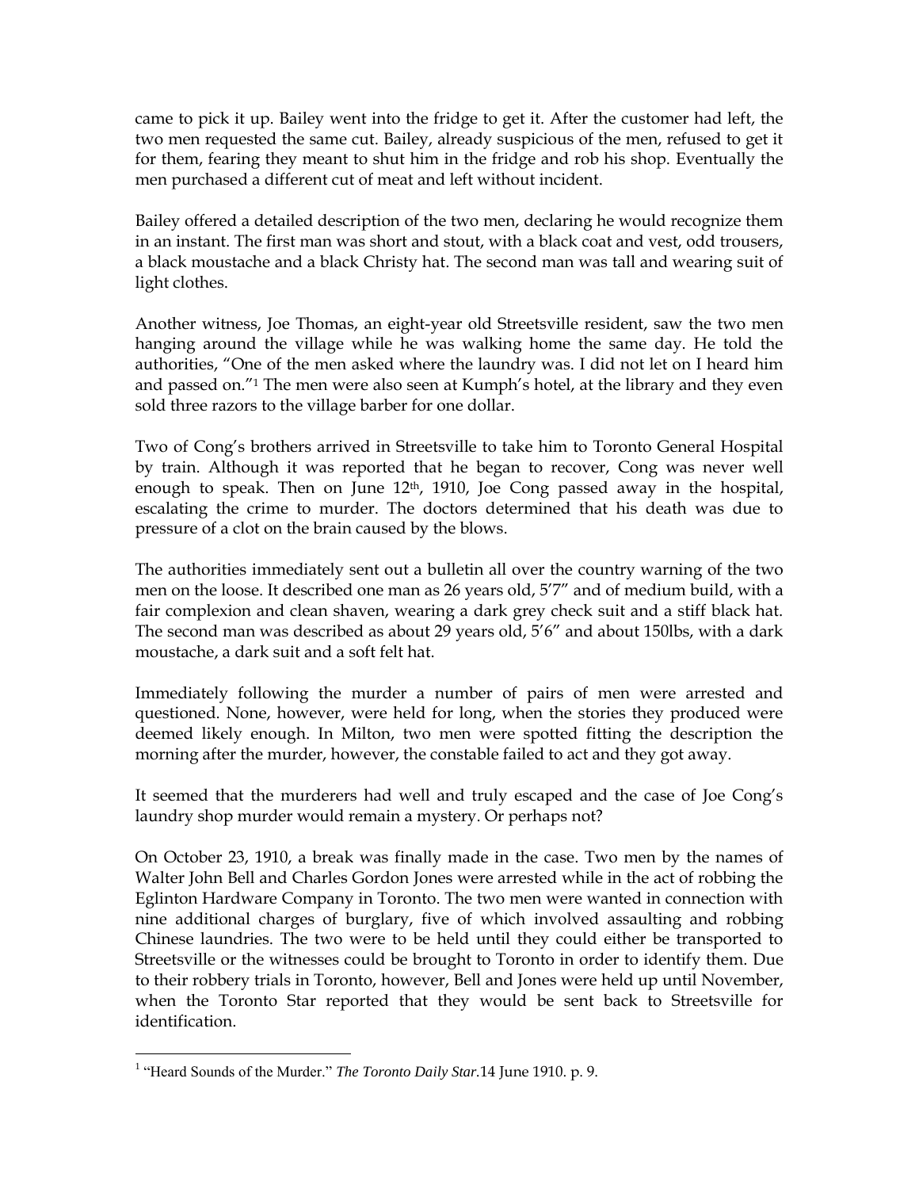came to pick it up. Bailey went into the fridge to get it. After the customer had left, the two men requested the same cut. Bailey, already suspicious of the men, refused to get it for them, fearing they meant to shut him in the fridge and rob his shop. Eventually the men purchased a different cut of meat and left without incident.

Bailey offered a detailed description of the two men, declaring he would recognize them in an instant. The first man was short and stout, with a black coat and vest, odd trousers, a black moustache and a black Christy hat. The second man was tall and wearing suit of light clothes.

Another witness, Joe Thomas, an eight-year old Streetsville resident, saw the two men hanging around the village while he was walking home the same day. He told the authorities, "One of the men asked where the laundry was. I did not let on I heard him and passed on."[1] The men were also seen at Kumph's hotel, at the library and they even sold three razors to the village barber for one dollar.

Two of Cong's brothers arrived in Streetsville to take him to Toronto General Hospital by train. Although it was reported that he began to recover, Cong was never well enough to speak. Then on June 12th, 1910, Joe Cong passed away in the hospital, escalating the crime to murder. The doctors determined that his death was due to pressure of a clot on the brain caused by the blows.

The authorities immediately sent out a bulletin all over the country warning of the two men on the loose. It described one man as 26 years old, 5'7" and of medium build, with a fair complexion and clean shaven, wearing a dark grey check suit and a stiff black hat. The second man was described as about 29 years old, 5'6" and about 150lbs, with a dark moustache, a dark suit and a soft felt hat.

Immediately following the murder a number of pairs of men were arrested and questioned. None, however, were held for long, when the stories they produced were deemed likely enough. In Milton, two men were spotted fitting the description the morning after the murder, however, the constable failed to act and they got away.

It seemed that the murderers had well and truly escaped and the case of Joe Cong's laundry shop murder would remain a mystery. Or perhaps not?

On October 23, 1910, a break was finally made in the case. Two men by the names of Walter John Bell and Charles Gordon Jones were arrested while in the act of robbing the Eglinton Hardware Company in Toronto. The two men were wanted in connection with nine additional charges of burglary, five of which involved assaulting and robbing Chinese laundries. The two were to be held until they could either be transported to Streetsville or the witnesses could be brought to Toronto in order to identify them. Due to their robbery trials in Toronto, however, Bell and Jones were held up until November, when the Toronto Star reported that they would be sent back to Streetsville for identification.

---

[1] "Heard Sounds of the Murder." *The Toronto Daily Star*.14 June 1910. p. 9.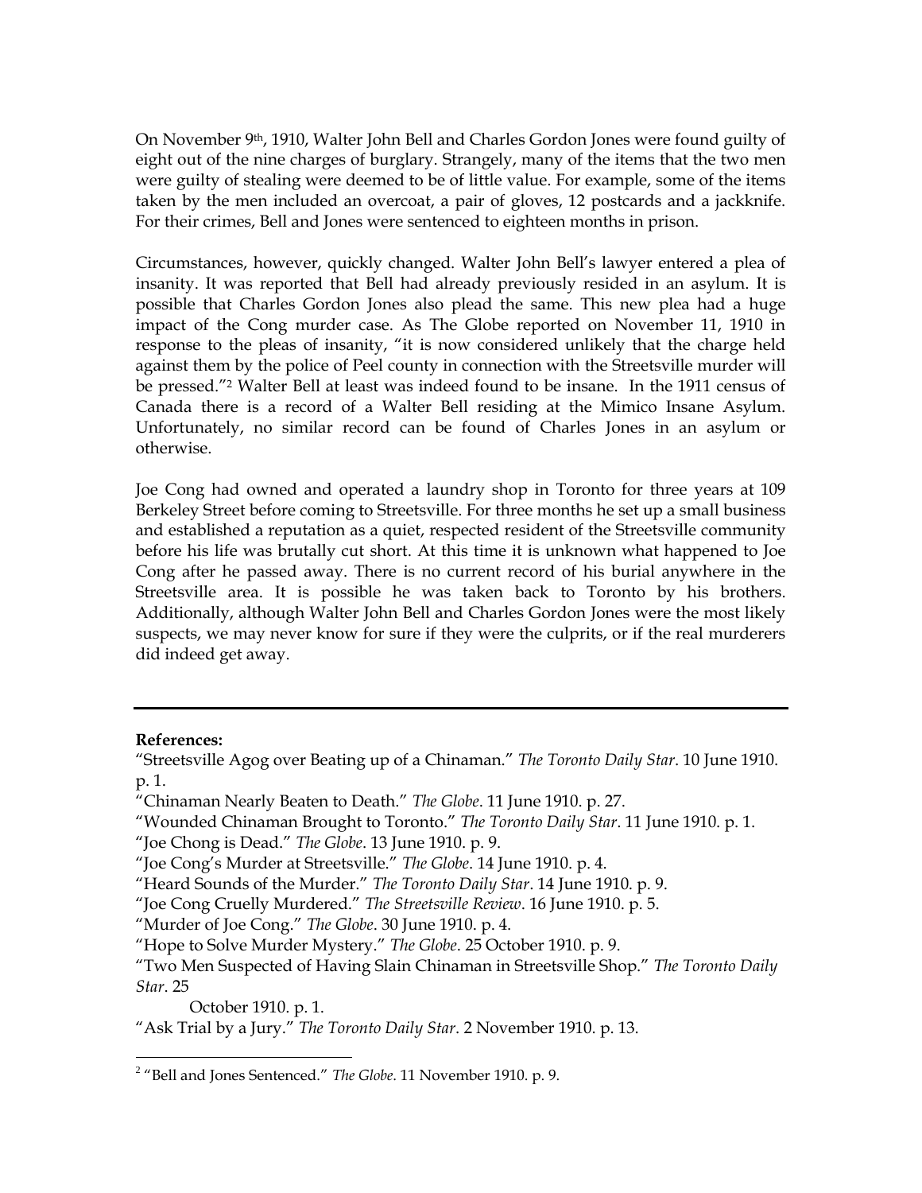On November 9th, 1910, Walter John Bell and Charles Gordon Jones were found guilty of eight out of the nine charges of burglary. Strangely, many of the items that the two men were guilty of stealing were deemed to be of little value. For example, some of the items taken by the men included an overcoat, a pair of gloves, 12 postcards and a jackknife. For their crimes, Bell and Jones were sentenced to eighteen months in prison.

Circumstances, however, quickly changed. Walter John Bell's lawyer entered a plea of insanity. It was reported that Bell had already previously resided in an asylum. It is possible that Charles Gordon Jones also plead the same. This new plea had a huge impact of the Cong murder case. As The Globe reported on November 11, 1910 in response to the pleas of insanity, "it is now considered unlikely that the charge held against them by the police of Peel county in connection with the Streetsville murder will be pressed."[2] Walter Bell at least was indeed found to be insane. In the 1911 census of Canada there is a record of a Walter Bell residing at the Mimico Insane Asylum. Unfortunately, no similar record can be found of Charles Jones in an asylum or otherwise.

Joe Cong had owned and operated a laundry shop in Toronto for three years at 109 Berkeley Street before coming to Streetsville. For three months he set up a small business and established a reputation as a quiet, respected resident of the Streetsville community before his life was brutally cut short. At this time it is unknown what happened to Joe Cong after he passed away. There is no current record of his burial anywhere in the Streetsville area. It is possible he was taken back to Toronto by his brothers. Additionally, although Walter John Bell and Charles Gordon Jones were the most likely suspects, we may never know for sure if they were the culprits, or if the real murderers did indeed get away.

---

**References:**

"Streetsville Agog over Beating up of a Chinaman." *The Toronto Daily Star*. 10 June 1910. p. 1.

"Chinaman Nearly Beaten to Death." *The Globe*. 11 June 1910. p. 27.

"Wounded Chinaman Brought to Toronto." *The Toronto Daily Star*. 11 June 1910. p. 1.

"Joe Chong is Dead." *The Globe*. 13 June 1910. p. 9.

"Joe Cong's Murder at Streetsville." *The Globe*. 14 June 1910. p. 4.

"Heard Sounds of the Murder." *The Toronto Daily Star*. 14 June 1910. p. 9.

"Joe Cong Cruelly Murdered." *The Streetsville Review*. 16 June 1910. p. 5.

"Murder of Joe Cong." *The Globe*. 30 June 1910. p. 4.

"Hope to Solve Murder Mystery." *The Globe*. 25 October 1910. p. 9.

"Two Men Suspected of Having Slain Chinaman in Streetsville Shop." *The Toronto Daily Star*. 25 October 1910. p. 1.

"Ask Trial by a Jury." *The Toronto Daily Star*. 2 November 1910. p. 13.

---

[2] "Bell and Jones Sentenced." *The Globe*. 11 November 1910. p. 9.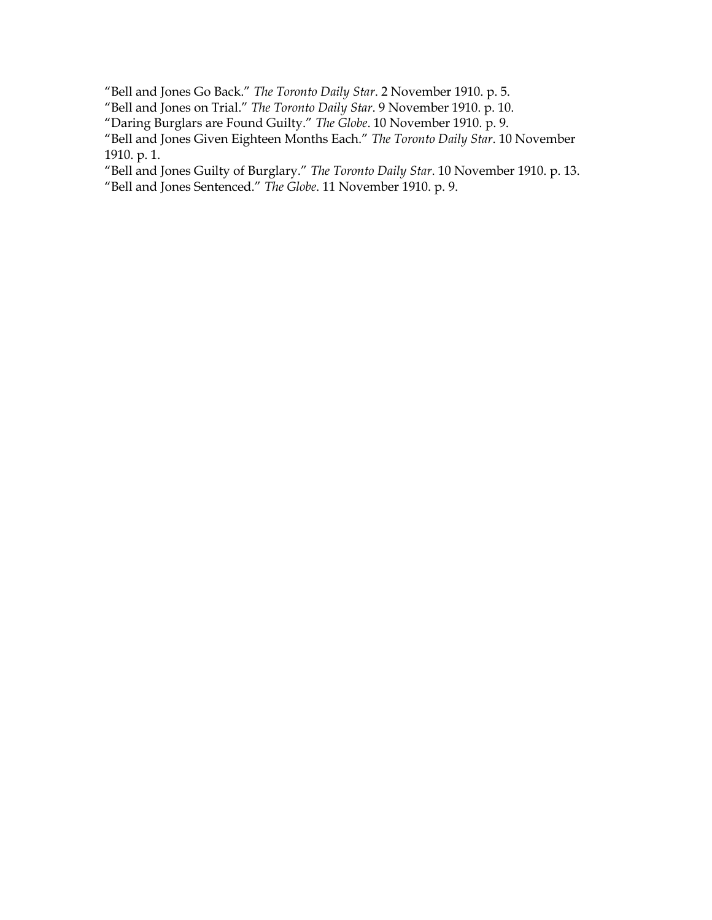"Bell and Jones Go Back." *The Toronto Daily Star*. 2 November 1910. p. 5.

"Bell and Jones on Trial." *The Toronto Daily Star*. 9 November 1910. p. 10.

"Daring Burglars are Found Guilty." *The Globe*. 10 November 1910. p. 9.

"Bell and Jones Given Eighteen Months Each." *The Toronto Daily Star*. 10 November 1910. p. 1.

"Bell and Jones Guilty of Burglary." *The Toronto Daily Star*. 10 November 1910. p. 13.

"Bell and Jones Sentenced." *The Globe*. 11 November 1910. p. 9.